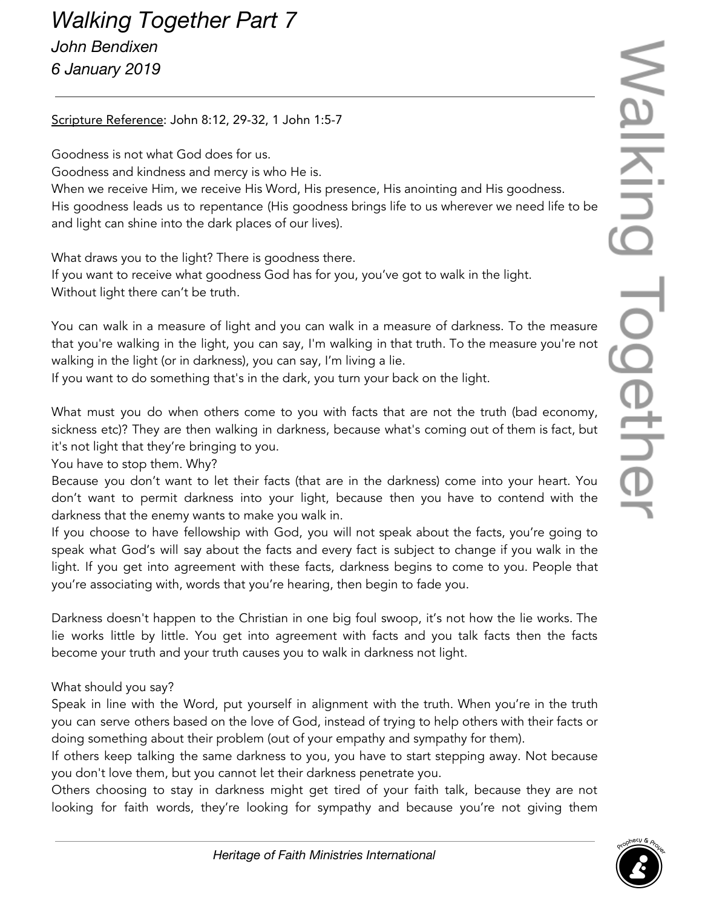# *Walking Together Part 7*

*John Bendixen*

*6 January 2019*

---

Scripture Reference: John 8:12, 29-32, 1 John 1:5-7

Goodness is not what God does for us.
Goodness and kindness and mercy is who He is.
When we receive Him, we receive His Word, His presence, His anointing and His goodness.
His goodness leads us to repentance (His goodness brings life to us wherever we need life to be and light can shine into the dark places of our lives).

What draws you to the light? There is goodness there.
If you want to receive what goodness God has for you, you've got to walk in the light.
Without light there can't be truth.

You can walk in a measure of light and you can walk in a measure of darkness. To the measure that you're walking in the light, you can say, I'm walking in that truth. To the measure you're not walking in the light (or in darkness), you can say, I'm living a lie.
If you want to do something that's in the dark, you turn your back on the light.

What must you do when others come to you with facts that are not the truth (bad economy, sickness etc)? They are then walking in darkness, because what's coming out of them is fact, but it's not light that they're bringing to you.
You have to stop them. Why?
Because you don't want to let their facts (that are in the darkness) come into your heart. You don't want to permit darkness into your light, because then you have to contend with the darkness that the enemy wants to make you walk in.
If you choose to have fellowship with God, you will not speak about the facts, you're going to speak what God's will say about the facts and every fact is subject to change if you walk in the light. If you get into agreement with these facts, darkness begins to come to you. People that you're associating with, words that you're hearing, then begin to fade you.

Darkness doesn't happen to the Christian in one big foul swoop, it's not how the lie works. The lie works little by little. You get into agreement with facts and you talk facts then the facts become your truth and your truth causes you to walk in darkness not light.

What should you say?
Speak in line with the Word, put yourself in alignment with the truth. When you're in the truth you can serve others based on the love of God, instead of trying to help others with their facts or doing something about their problem (out of your empathy and sympathy for them).
If others keep talking the same darkness to you, you have to start stepping away. Not because you don't love them, but you cannot let their darkness penetrate you.
Others choosing to stay in darkness might get tired of your faith talk, because they are not looking for faith words, they're looking for sympathy and because you're not giving them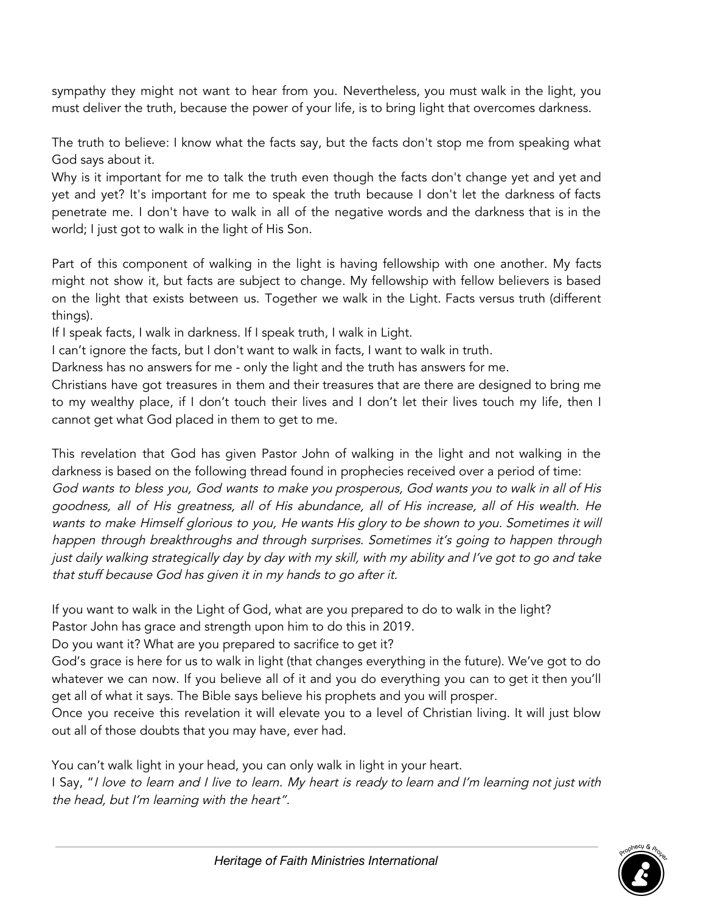sympathy they might not want to hear from you. Nevertheless, you must walk in the light, you must deliver the truth, because the power of your life, is to bring light that overcomes darkness.

The truth to believe: I know what the facts say, but the facts don't stop me from speaking what God says about it.
Why is it important for me to talk the truth even though the facts don't change yet and yet and yet and yet? It's important for me to speak the truth because I don't let the darkness of facts penetrate me. I don't have to walk in all of the negative words and the darkness that is in the world; I just got to walk in the light of His Son.

Part of this component of walking in the light is having fellowship with one another. My facts might not show it, but facts are subject to change. My fellowship with fellow believers is based on the light that exists between us. Together we walk in the Light. Facts versus truth (different things).
If I speak facts, I walk in darkness. If I speak truth, I walk in Light.
I can't ignore the facts, but I don't want to walk in facts, I want to walk in truth.
Darkness has no answers for me - only the light and the truth has answers for me.
Christians have got treasures in them and their treasures that are there are designed to bring me to my wealthy place, if I don't touch their lives and I don't let their lives touch my life, then I cannot get what God placed in them to get to me.

This revelation that God has given Pastor John of walking in the light and not walking in the darkness is based on the following thread found in prophecies received over a period of time:
*God wants to bless you, God wants to make you prosperous, God wants you to walk in all of His goodness, all of His greatness, all of His abundance, all of His increase, all of His wealth. He wants to make Himself glorious to you, He wants His glory to be shown to you. Sometimes it will happen through breakthroughs and through surprises. Sometimes it's going to happen through just daily walking strategically day by day with my skill, with my ability and I've got to go and take that stuff because God has given it in my hands to go after it*.

If you want to walk in the Light of God, what are you prepared to do to walk in the light?
Pastor John has grace and strength upon him to do this in 2019.
Do you want it? What are you prepared to sacrifice to get it?
God's grace is here for us to walk in light (that changes everything in the future). We've got to do whatever we can now. If you believe all of it and you do everything you can to get it then you'll get all of what it says. The Bible says believe his prophets and you will prosper.
Once you receive this revelation it will elevate you to a level of Christian living. It will just blow out all of those doubts that you may have, ever had.

You can't walk light in your head, you can only walk in light in your heart.
I Say, "*I love to learn and I live to learn. My heart is ready to learn and I'm learning not just with the head, but I'm learning with the heart*".